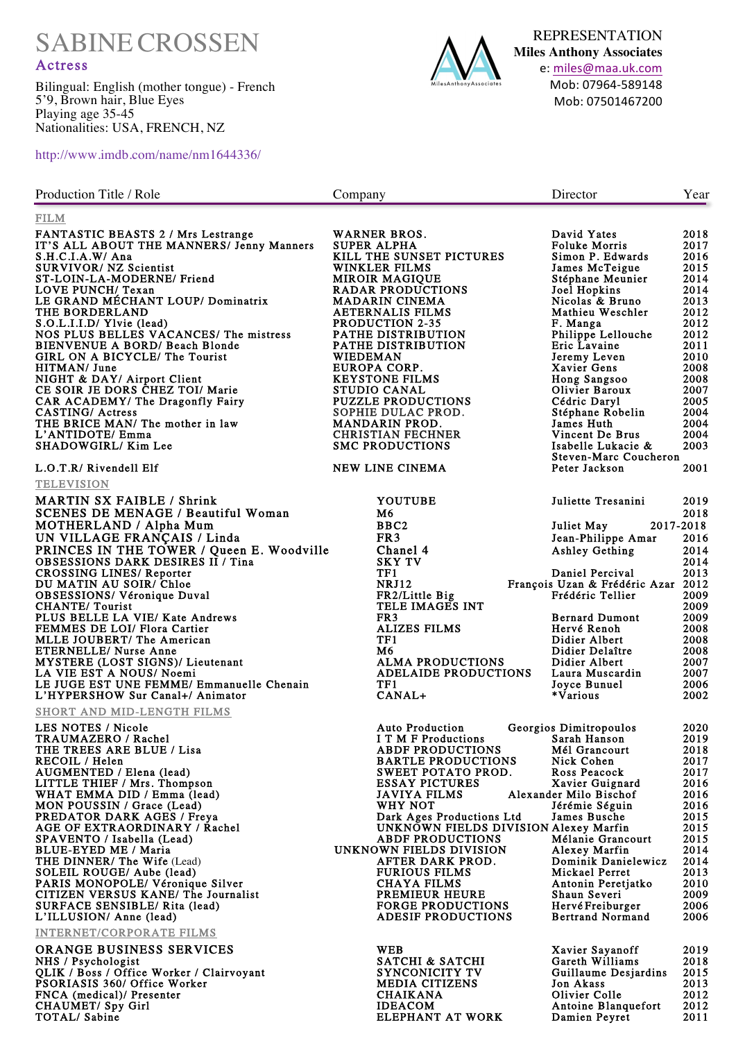# SABINE CROSSEN

**Actress**

Bilingual: English (mother tongue) - French
5'9, Brown hair, Blue Eyes
Playing age 35-45
Nationalities: USA, FRENCH, NZ

http://www.imdb.com/name/nm1644336/

REPRESENTATION
**Miles Anthony Associates**
e: miles@maa.uk.com
Mob: 07964-589148
Mob: 07501467200

| Production Title / Role | Company | Director | Year |
|---|---|---|---|
| **FILM** | | | |
| FANTASTIC BEASTS 2 / Mrs Lestrange | WARNER BROS. | David Yates | 2018 |
| IT'S ALL ABOUT THE MANNERS/ Jenny Manners | SUPER ALPHA | Foluke Morris | 2017 |
| S.H.C.I.A.W/ Ana | KILL THE SUNSET PICTURES | Simon P. Edwards | 2016 |
| SURVIVOR/ NZ Scientist | WINKLER FILMS | James McTeigue | 2015 |
| ST-LOIN-LA-MODERNE/ Friend | MIROIR MAGIQUE | Stéphane Meunier | 2014 |
| LOVE PUNCH/ Texan | RADAR PRODUCTIONS | Joel Hopkins | 2014 |
| LE GRAND MÉCHANT LOUP/ Dominatrix | MADARIN CINEMA | Nicolas & Bruno | 2013 |
| THE BORDERLAND | AETERNALIS FILMS | Mathieu Weschler | 2012 |
| S.O.L.I.I.D/ Ylvie (lead) | PRODUCTION 2-35 | F. Manga | 2012 |
| NOS PLUS BELLES VACANCES/ The mistress | PATHE DISTRIBUTION | Philippe Lellouche | 2012 |
| BIENVENUE A BORD/ Beach Blonde | PATHE DISTRIBUTION | Eric Lavaine | 2011 |
| GIRL ON A BICYCLE/ The Tourist | WIEDEMAN | Jeremy Leven | 2010 |
| HITMAN/ June | EUROPA CORP. | Xavier Gens | 2008 |
| NIGHT & DAY/ Airport Client | KEYSTONE FILMS | Hong Sangsoo | 2008 |
| CE SOIR JE DORS CHEZ TOI/ Marie | STUDIO CANAL | Olivier Baroux | 2007 |
| CAR ACADEMY/ The Dragonfly Fairy | PUZZLE PRODUCTIONS | Cédric Daryl | 2005 |
| CASTING/ Actress | SOPHIE DULAC PROD. | Stéphane Robelin | 2004 |
| THE BRICE MAN/ The mother in law | MANDARIN PROD. | James Huth | 2004 |
| L'ANTIDOTE/ Emma | CHRISTIAN FECHNER | Vincent De Brus | 2004 |
| SHADOWGIRL/ Kim Lee | SMC PRODUCTIONS | Isabelle Lukacie & Steven-Marc Coucheron | 2003 |
| L.O.T.R/ Rivendell Elf | NEW LINE CINEMA | Peter Jackson | 2001 |
| **TELEVISION** | | | |
| MARTIN SX FAIBLE / Shrink | YOUTUBE | Juliette Tresanini | 2019 |
| SCENES DE MENAGE / Beautiful Woman | M6 | | 2018 |
| MOTHERLAND / Alpha Mum | BBC2 | Juliet May | 2017-2018 |
| UN VILLAGE FRANÇAIS / Linda | FR3 | Jean-Philippe Amar | 2016 |
| PRINCES IN THE TOWER / Queen E. Woodville | Chanel 4 | Ashley Gething | 2014 |
| OBSESSIONS DARK DESIRES II / Tina | SKY TV | | 2014 |
| CROSSING LINES/ Reporter | TF1 | Daniel Percival | 2013 |
| DU MATIN AU SOIR/ Chloe | NRJ12 | François Uzan & Frédéric Azar | 2012 |
| OBSESSIONS/ Véronique Duval | FR2/Little Big | Frédéric Tellier | 2009 |
| CHANTE/ Tourist | TELE IMAGES INT | | 2009 |
| PLUS BELLE LA VIE/ Kate Andrews | FR3 | Bernard Dumont | 2009 |
| FEMMES DE LOI/ Flora Cartier | ALIZES FILMS | Hervé Renoh | 2008 |
| MLLE JOUBERT/ The American | TF1 | Didier Albert | 2008 |
| ETERNELLE/ Nurse Anne | M6 | Didier Delaître | 2008 |
| MYSTERE (LOST SIGNS)/ Lieutenant | ALMA PRODUCTIONS | Didier Albert | 2007 |
| LA VIE EST A NOUS/ Noemi | ADELAIDE PRODUCTIONS | Laura Muscardin | 2007 |
| LE JUGE EST UNE FEMME/ Emmanuelle Chenain | TF1 | Joyce Bunuel | 2006 |
| L'HYPERSHOW Sur Canal+/ Animator | CANAL+ | *Various | 2002 |
| **SHORT AND MID-LENGTH FILMS** | | | |
| LES NOTES / Nicole | Auto Production | Georgios Dimitropoulos | 2020 |
| TRAUMAZERO / Rachel | I T M F Productions | Sarah Hanson | 2019 |
| THE TREES ARE BLUE / Lisa | ABDF PRODUCTIONS | Mél Grancourt | 2018 |
| RECOIL / Helen | BARTLE PRODUCTIONS | Nick Cohen | 2017 |
| AUGMENTED / Elena (lead) | SWEET POTATO PROD. | Ross Peacock | 2017 |
| LITTLE THIEF / Mrs. Thompson | ESSAY PICTURES | Xavier Guignard | 2016 |
| WHAT EMMA DID / Emma (lead) | JAVIYA FILMS | Alexander Milo Bischof | 2016 |
| MON POUSSIN / Grace (Lead) | WHY NOT | Jérémie Séguin | 2016 |
| PREDATOR DARK AGES / Freya | Dark Ages Productions Ltd | James Busche | 2015 |
| AGE OF EXTRAORDINARY / Rachel | UNKNOWN FIELDS DIVISION | Alexey Marfin | 2015 |
| SPAVENTO / Isabella (Lead) | ABDF PRODUCTIONS | Mélanie Grancourt | 2015 |
| BLUE-EYED ME / Maria | UNKNOWN FIELDS DIVISION | Alexey Marfin | 2014 |
| THE DINNER/ The Wife (Lead) | AFTER DARK PROD. | Dominik Danielewicz | 2014 |
| SOLEIL ROUGE/ Aube (lead) | FURIOUS FILMS | Mickael Perret | 2013 |
| PARIS MONOPOLE/ Véronique Silver | CHAYA FILMS | Antonin Peretjatko | 2010 |
| CITIZEN VERSUS KANE/ The Journalist | PREMIEUR HEURE | Shaun Severi | 2009 |
| SURFACE SENSIBLE/ Rita (lead) | FORGE PRODUCTIONS | Hervé Freiburger | 2006 |
| L'ILLUSION/ Anne (lead) | ADESIF PRODUCTIONS | Bertrand Normand | 2006 |
| **INTERNET/CORPORATE FILMS** | | | |
| ORANGE BUSINESS SERVICES | WEB | Xavier Sayanoff | 2019 |
| NHS / Psychologist | SATCHI & SATCHI | Gareth Williams | 2018 |
| QLIK / Boss / Office Worker / Clairvoyant | SYNCONICITY TV | Guillaume Desjardins | 2015 |
| PSORIASIS 360/ Office Worker | MEDIA CITIZENS | Jon Akass | 2013 |
| FNCA (medical)/ Presenter | CHAIKANA | Olivier Colle | 2012 |
| CHAUMET/ Spy Girl | IDEACOM | Antoine Blanquefort | 2012 |
| TOTAL/ Sabine | ELEPHANT AT WORK | Damien Peyret | 2011 |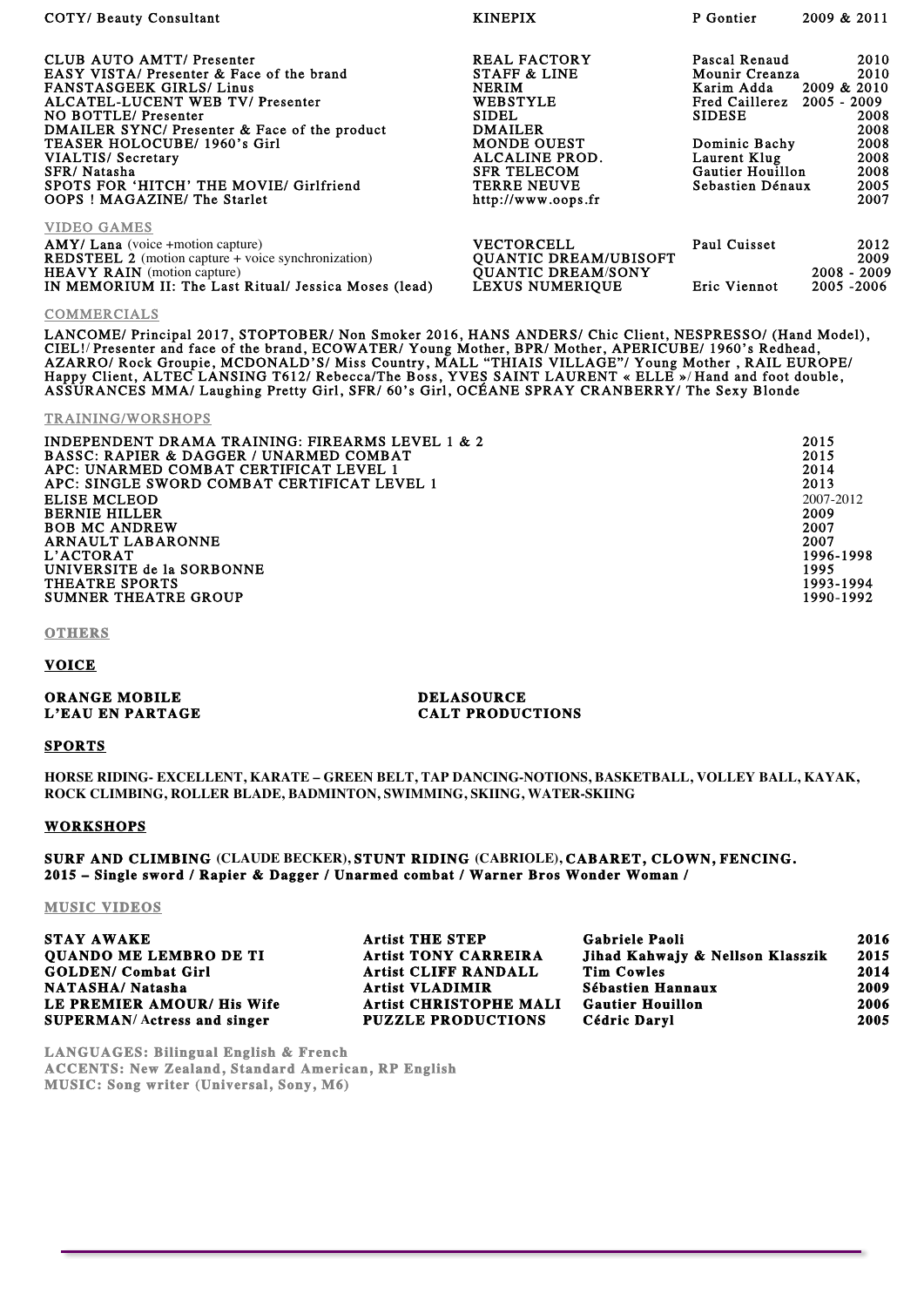| | | | |
|---|---|---|---|
| COTY/ Beauty Consultant | KINEPIX | P Gontier | 2009 & 2011 |
| CLUB AUTO AMTT/ Presenter | REAL FACTORY | Pascal Renaud | 2010 |
| EASY VISTA/ Presenter & Face of the brand | STAFF & LINE | Mounir Creanza | 2010 |
| FANSTASGEEK GIRLS/ Linus | NERIM | Karim Adda | 2009 & 2010 |
| ALCATEL-LUCENT WEB TV/ Presenter | WEBSTYLE | Fred Caillerez | 2005 - 2009 |
| NO BOTTLE/ Presenter | SIDEL | SIDESE | 2008 |
| DMAILER SYNC/ Presenter & Face of the product | DMAILER | | 2008 |
| TEASER HOLOCUBE/ 1960's Girl | MONDE OUEST | Dominic Bachy | 2008 |
| VIALTIS/ Secretary | ALCALINE PROD. | Laurent Klug | 2008 |
| SFR/ Natasha | SFR TELECOM | Gautier Houillon | 2008 |
| SPOTS FOR 'HITCH' THE MOVIE/ Girlfriend | TERRE NEUVE | Sebastien Dénaux | 2005 |
| OOPS ! MAGAZINE/ The Starlet | http://www.oops.fr | | 2007 |

## VIDEO GAMES

| | | | |
|---|---|---|---|
| **AMY/ Lana** (voice +motion capture) | VECTORCELL | Paul Cuisset | 2012 |
| **REDSTEEL 2** (motion capture + voice synchronization) | QUANTIC DREAM/UBISOFT | | 2009 |
| **HEAVY RAIN** (motion capture) | QUANTIC DREAM/SONY | | 2008 - 2009 |
| IN MEMORIUM II: The Last Ritual/ Jessica Moses (lead) | LEXUS NUMERIQUE | Eric Viennot | 2005 -2006 |

## COMMERCIALS

LANCOME/ Principal 2017, STOPTOBER/ Non Smoker 2016, HANS ANDERS/ Chic Client, NESPRESSO/ (Hand Model), CIEL!/ Presenter and face of the brand, ECOWATER/ Young Mother, BPR/ Mother, APERICUBE/ 1960's Redhead, AZARRO/ Rock Groupie, MCDONALD'S/ Miss Country, MALL "THIAIS VILLAGE"/ Young Mother , RAIL EUROPE/ Happy Client, ALTEC LANSING T612/ Rebecca/The Boss, YVES SAINT LAURENT « ELLE »/ Hand and foot double, ASSURANCES MMA/ Laughing Pretty Girl, SFR/ 60's Girl, OCÉANE SPRAY CRANBERRY/ The Sexy Blonde

## TRAINING/WORSHOPS

| | |
|---|---|
| INDEPENDENT DRAMA TRAINING: FIREARMS LEVEL 1 & 2 | 2015 |
| BASSC: RAPIER & DAGGER / UNARMED COMBAT | 2015 |
| APC: UNARMED COMBAT CERTIFICAT LEVEL 1 | 2014 |
| APC: SINGLE SWORD COMBAT CERTIFICAT LEVEL 1 | 2013 |
| ELISE MCLEOD | 2007-2012 |
| BERNIE HILLER | 2009 |
| BOB MC ANDREW | 2007 |
| ARNAULT LABARONNE | 2007 |
| L'ACTORAT | 1996-1998 |
| UNIVERSITE de la SORBONNE | 1995 |
| THEATRE SPORTS | 1993-1994 |
| SUMNER THEATRE GROUP | 1990-1992 |

## OTHERS

### VOICE

| | |
|---|---|
| **ORANGE MOBILE** | **DELASOURCE** |
| **L'EAU EN PARTAGE** | **CALT PRODUCTIONS** |

### SPORTS

**HORSE RIDING- EXCELLENT, KARATE – GREEN BELT, TAP DANCING-NOTIONS, BASKETBALL, VOLLEY BALL, KAYAK, ROCK CLIMBING, ROLLER BLADE, BADMINTON, SWIMMING, SKIING, WATER-SKIING**

### WORKSHOPS

**SURF AND CLIMBING (CLAUDE BECKER), STUNT RIDING (CABRIOLE), CABARET, CLOWN, FENCING.**
**2015 – Single sword / Rapier & Dagger / Unarmed combat / Warner Bros Wonder Woman /**

## MUSIC VIDEOS

| | | | |
|---|---|---|---|
| **STAY AWAKE** | **Artist THE STEP** | **Gabriele Paoli** | **2016** |
| **QUANDO ME LEMBRO DE TI** | **Artist TONY CARREIRA** | **Jihad Kahwajy & Nellson Klasszik** | **2015** |
| **GOLDEN/ Combat Girl** | **Artist CLIFF RANDALL** | **Tim Cowles** | **2014** |
| **NATASHA/ Natasha** | **Artist VLADIMIR** | **Sébastien Hannaux** | **2009** |
| **LE PREMIER AMOUR/ His Wife** | **Artist CHRISTOPHE MALI** | **Gautier Houillon** | **2006** |
| **SUPERMAN/ Actress and singer** | **PUZZLE PRODUCTIONS** | **Cédric Daryl** | **2005** |

**LANGUAGES: Bilingual English & French**
**ACCENTS: New Zealand, Standard American, RP English**
**MUSIC: Song writer (Universal, Sony, M6)**